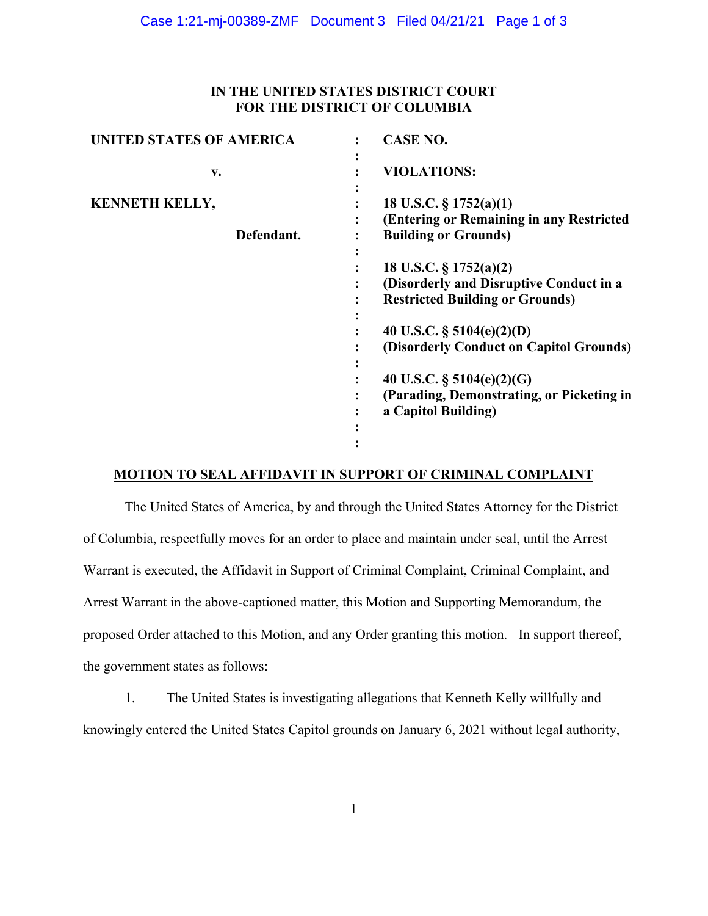**IN THE UNITED STATES DISTRICT COURT**
**FOR THE DISTRICT OF COLUMBIA**

| | | |
|---|---|---|
| **UNITED STATES OF AMERICA** | : | **CASE NO.** |
| | : | |
| **v.** | : | **VIOLATIONS:** |
| | : | |
| **KENNETH KELLY,** | : | **18 U.S.C. § 1752(a)(1)** |
| | : | **(Entering or Remaining in any Restricted** |
| **Defendant.** | : | **Building or Grounds)** |
| | : | |
| | : | **18 U.S.C. § 1752(a)(2)** |
| | : | **(Disorderly and Disruptive Conduct in a** |
| | : | **Restricted Building or Grounds)** |
| | : | |
| | : | **40 U.S.C. § 5104(e)(2)(D)** |
| | : | **(Disorderly Conduct on Capitol Grounds)** |
| | : | |
| | : | **40 U.S.C. § 5104(e)(2)(G)** |
| | : | **(Parading, Demonstrating, or Picketing in** |
| | : | **a Capitol Building)** |
| | : | |
| | : | |

**MOTION TO SEAL AFFIDAVIT IN SUPPORT OF CRIMINAL COMPLAINT**

The United States of America, by and through the United States Attorney for the District of Columbia, respectfully moves for an order to place and maintain under seal, until the Arrest Warrant is executed, the Affidavit in Support of Criminal Complaint, Criminal Complaint, and Arrest Warrant in the above-captioned matter, this Motion and Supporting Memorandum, the proposed Order attached to this Motion, and any Order granting this motion. In support thereof, the government states as follows:

1. The United States is investigating allegations that Kenneth Kelly willfully and knowingly entered the United States Capitol grounds on January 6, 2021 without legal authority,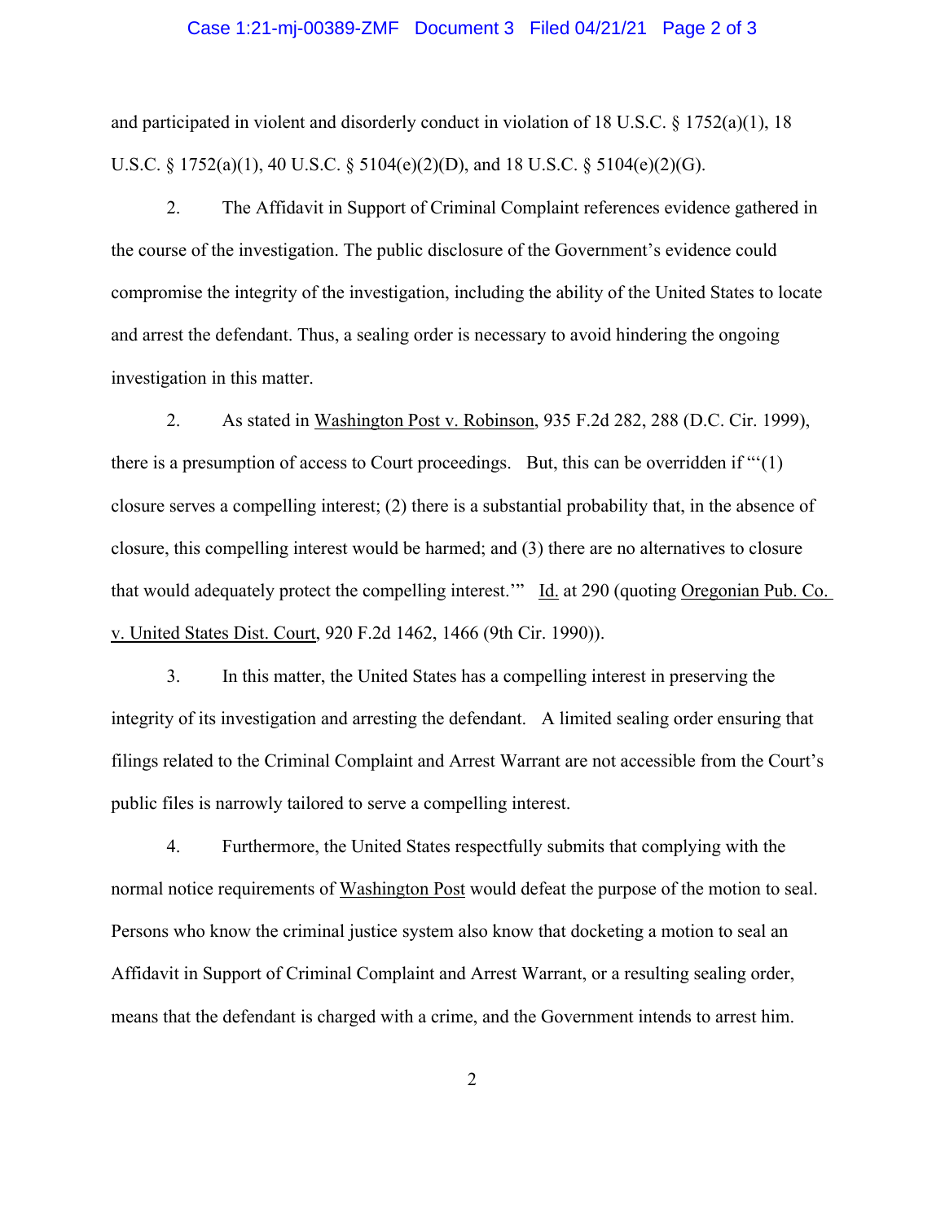and participated in violent and disorderly conduct in violation of 18 U.S.C. § 1752(a)(1), 18 U.S.C. § 1752(a)(1), 40 U.S.C. § 5104(e)(2)(D), and 18 U.S.C. § 5104(e)(2)(G).

2. The Affidavit in Support of Criminal Complaint references evidence gathered in the course of the investigation. The public disclosure of the Government's evidence could compromise the integrity of the investigation, including the ability of the United States to locate and arrest the defendant. Thus, a sealing order is necessary to avoid hindering the ongoing investigation in this matter.

2. As stated in Washington Post v. Robinson, 935 F.2d 282, 288 (D.C. Cir. 1999), there is a presumption of access to Court proceedings. But, this can be overridden if "'(1) closure serves a compelling interest; (2) there is a substantial probability that, in the absence of closure, this compelling interest would be harmed; and (3) there are no alternatives to closure that would adequately protect the compelling interest.'" Id. at 290 (quoting Oregonian Pub. Co. v. United States Dist. Court, 920 F.2d 1462, 1466 (9th Cir. 1990)).

3. In this matter, the United States has a compelling interest in preserving the integrity of its investigation and arresting the defendant. A limited sealing order ensuring that filings related to the Criminal Complaint and Arrest Warrant are not accessible from the Court's public files is narrowly tailored to serve a compelling interest.

4. Furthermore, the United States respectfully submits that complying with the normal notice requirements of Washington Post would defeat the purpose of the motion to seal. Persons who know the criminal justice system also know that docketing a motion to seal an Affidavit in Support of Criminal Complaint and Arrest Warrant, or a resulting sealing order, means that the defendant is charged with a crime, and the Government intends to arrest him.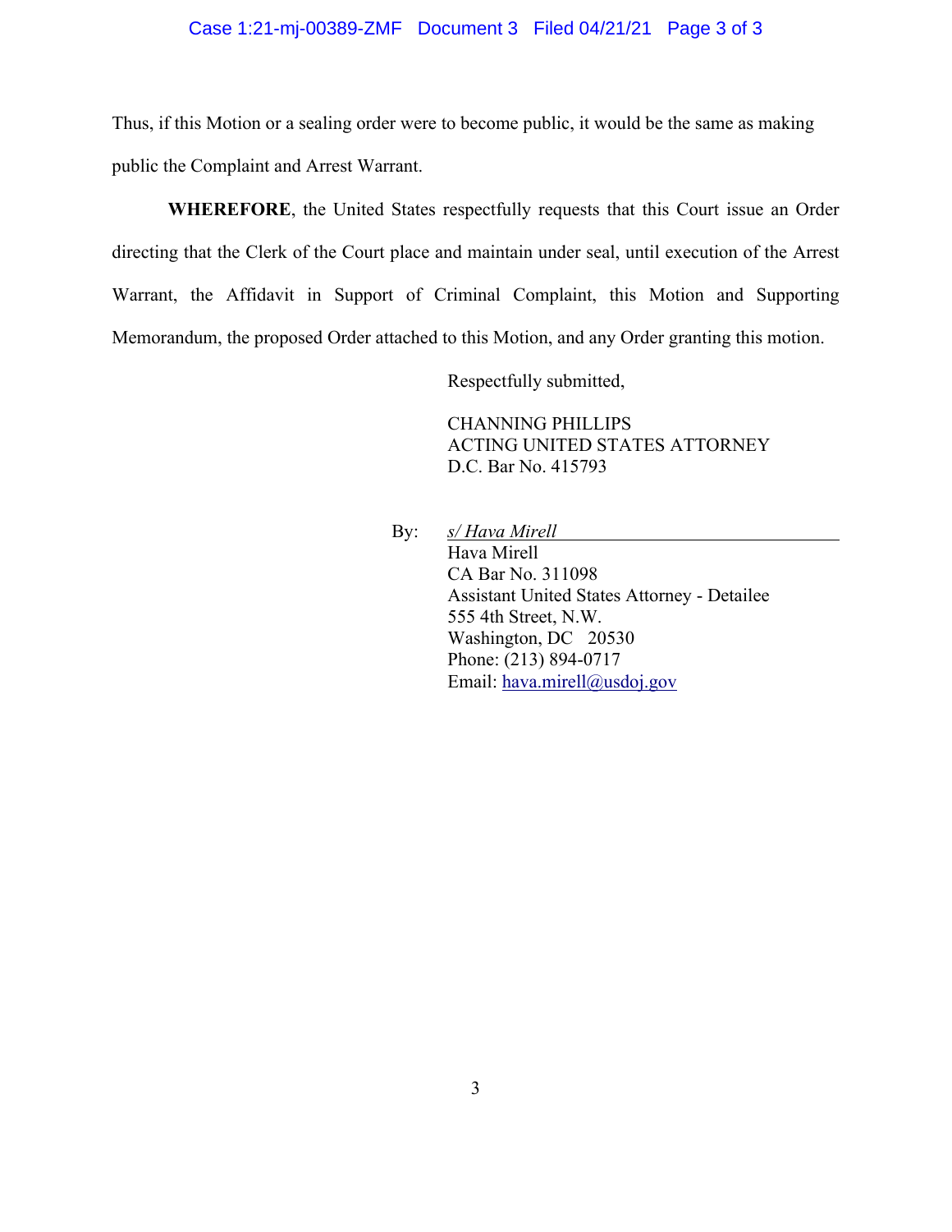Thus, if this Motion or a sealing order were to become public, it would be the same as making public the Complaint and Arrest Warrant.

**WHEREFORE**, the United States respectfully requests that this Court issue an Order directing that the Clerk of the Court place and maintain under seal, until execution of the Arrest Warrant, the Affidavit in Support of Criminal Complaint, this Motion and Supporting Memorandum, the proposed Order attached to this Motion, and any Order granting this motion.

Respectfully submitted,

CHANNING PHILLIPS
ACTING UNITED STATES ATTORNEY
D.C. Bar No. 415793

By: *s/ Hava Mirell*
Hava Mirell
CA Bar No. 311098
Assistant United States Attorney - Detailee
555 4th Street, N.W.
Washington, DC 20530
Phone: (213) 894-0717
Email: hava.mirell@usdoj.gov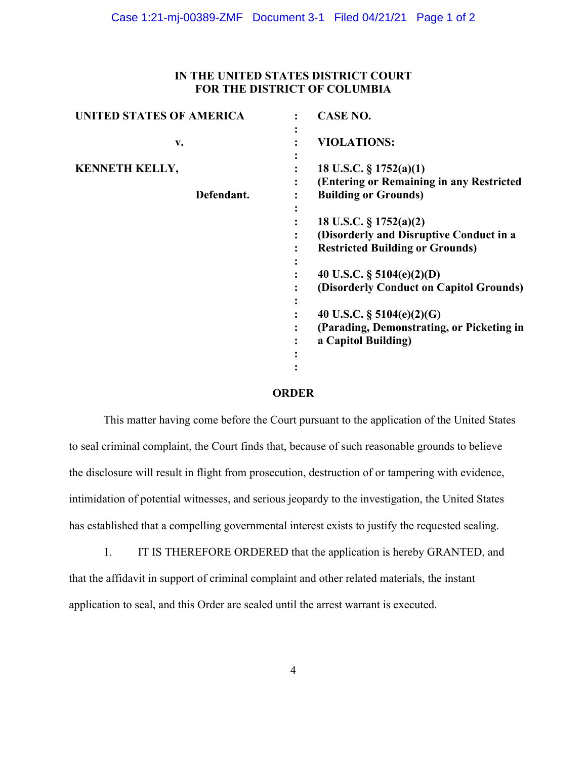**IN THE UNITED STATES DISTRICT COURT**
**FOR THE DISTRICT OF COLUMBIA**

| | | |
|---|---|---|
| **UNITED STATES OF AMERICA** | : | **CASE NO.** |
| **v.** | : | **VIOLATIONS:** |
| **KENNETH KELLY,** | : | **18 U.S.C. § 1752(a)(1)** **(Entering or Remaining in any Restricted Building or Grounds)** |
| **Defendant.** | : | |
| | : | **18 U.S.C. § 1752(a)(2)** **(Disorderly and Disruptive Conduct in a Restricted Building or Grounds)** |
| | : | **40 U.S.C. § 5104(e)(2)(D)** **(Disorderly Conduct on Capitol Grounds)** |
| | : | **40 U.S.C. § 5104(e)(2)(G)** **(Parading, Demonstrating, or Picketing in a Capitol Building)** |

## ORDER

This matter having come before the Court pursuant to the application of the United States to seal criminal complaint, the Court finds that, because of such reasonable grounds to believe the disclosure will result in flight from prosecution, destruction of or tampering with evidence, intimidation of potential witnesses, and serious jeopardy to the investigation, the United States has established that a compelling governmental interest exists to justify the requested sealing.

1. IT IS THEREFORE ORDERED that the application is hereby GRANTED, and that the affidavit in support of criminal complaint and other related materials, the instant application to seal, and this Order are sealed until the arrest warrant is executed.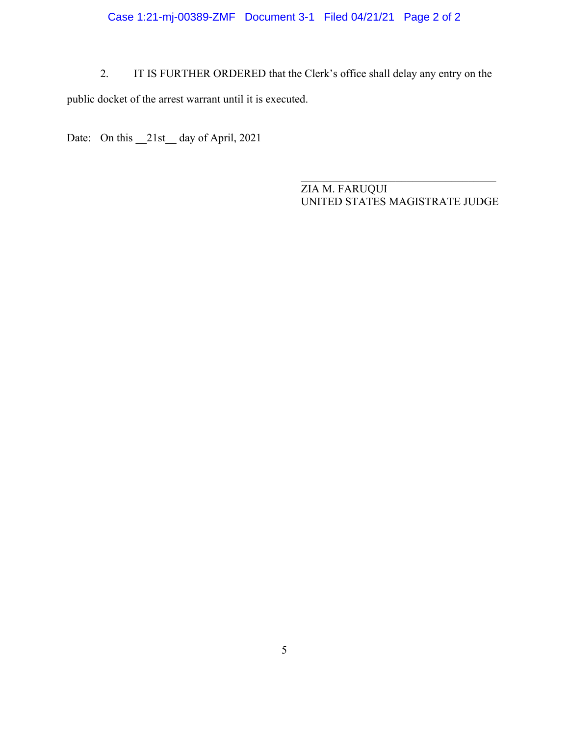2. IT IS FURTHER ORDERED that the Clerk's office shall delay any entry on the public docket of the arrest warrant until it is executed.

Date: On this __21st__ day of April, 2021

___________________________________
ZIA M. FARUQUI
UNITED STATES MAGISTRATE JUDGE